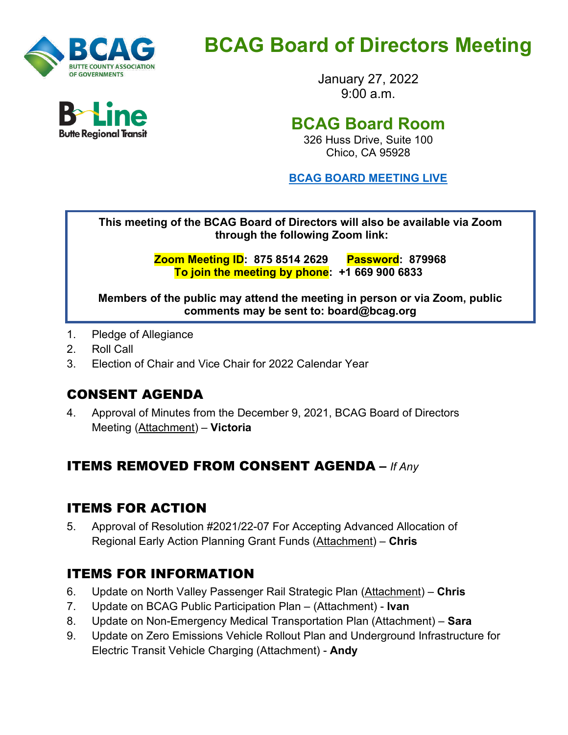# BCAG Board of Directors Meeting

January 27, 2022
9:00 a.m.

## BCAG Board Room

326 Huss Drive, Suite 100
Chico, CA 95928

**BCAG BOARD MEETING LIVE**

**This meeting of the BCAG Board of Directors will also be available via Zoom through the following Zoom link:**

**Zoom Meeting ID: 875 8514 2629 Password: 879968**
**To join the meeting by phone: +1 669 900 6833**

**Members of the public may attend the meeting in person or via Zoom, public comments may be sent to: board@bcag.org**

1. Pledge of Allegiance
2. Roll Call
3. Election of Chair and Vice Chair for 2022 Calendar Year

## CONSENT AGENDA

4. Approval of Minutes from the December 9, 2021, BCAG Board of Directors Meeting (Attachment) – **Victoria**

## ITEMS REMOVED FROM CONSENT AGENDA – *If Any*

## ITEMS FOR ACTION

5. Approval of Resolution #2021/22-07 For Accepting Advanced Allocation of Regional Early Action Planning Grant Funds (Attachment) – **Chris**

## ITEMS FOR INFORMATION

6. Update on North Valley Passenger Rail Strategic Plan (Attachment) – **Chris**
7. Update on BCAG Public Participation Plan – (Attachment) - **Ivan**
8. Update on Non-Emergency Medical Transportation Plan (Attachment) – **Sara**
9. Update on Zero Emissions Vehicle Rollout Plan and Underground Infrastructure for Electric Transit Vehicle Charging (Attachment) - **Andy**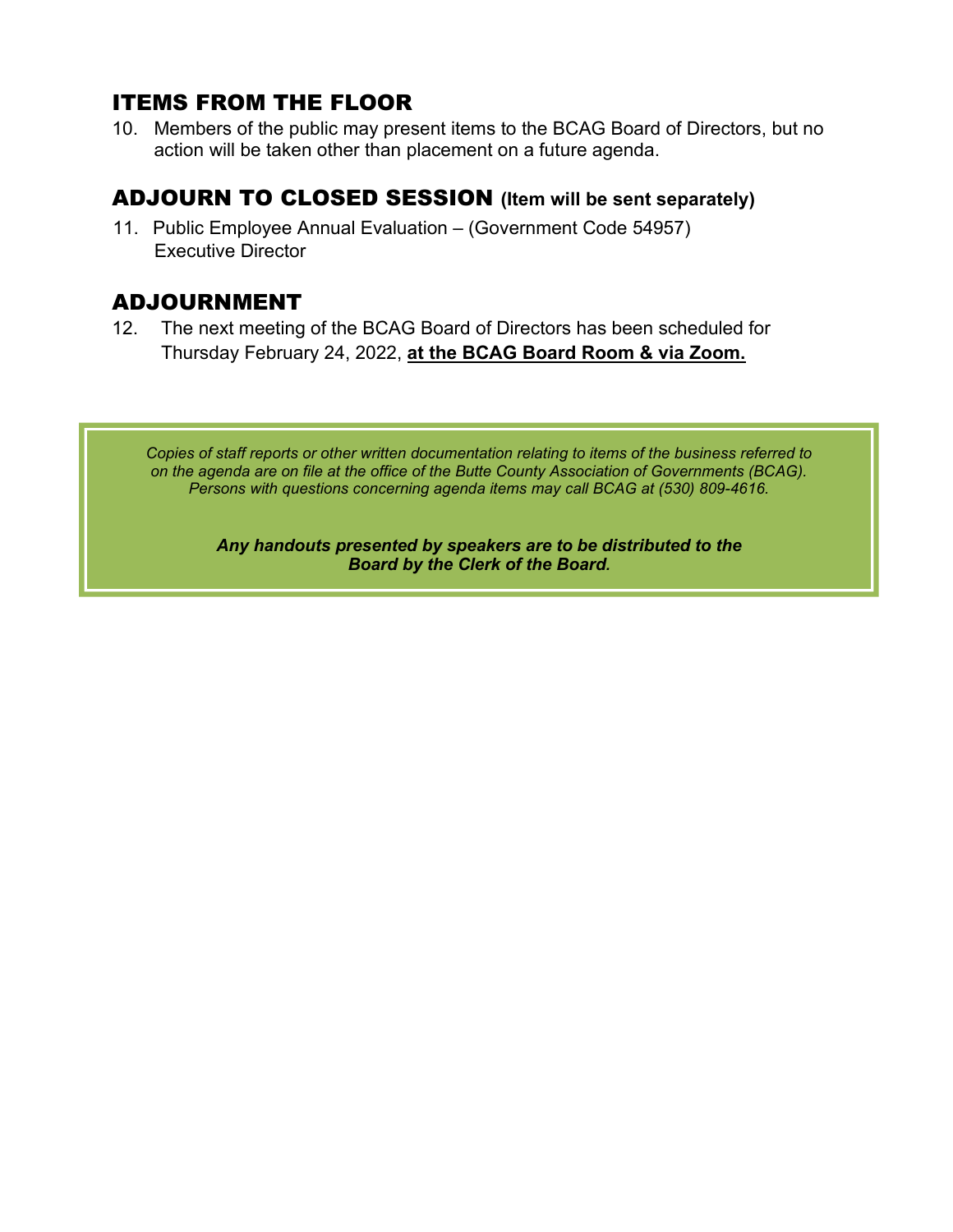## ITEMS FROM THE FLOOR

10. Members of the public may present items to the BCAG Board of Directors, but no action will be taken other than placement on a future agenda.

## ADJOURN TO CLOSED SESSION **(Item will be sent separately)**

11. Public Employee Annual Evaluation – (Government Code 54957)
    Executive Director

## ADJOURNMENT

12. The next meeting of the BCAG Board of Directors has been scheduled for Thursday February 24, 2022, **<u>at the BCAG Board Room & via Zoom.</u>**

*Copies of staff reports or other written documentation relating to items of the business referred to on the agenda are on file at the office of the Butte County Association of Governments (BCAG). Persons with questions concerning agenda items may call BCAG at (530) 809-4616.*

***Any handouts presented by speakers are to be distributed to the Board by the Clerk of the Board.***